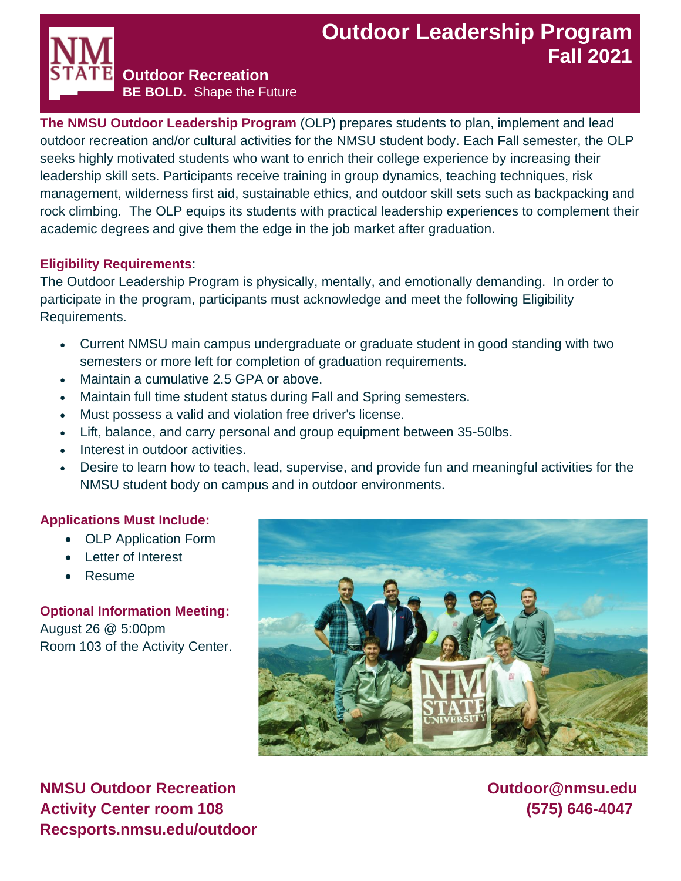# Outdoor Leadership Program
## Fall 2021

**Outdoor Recreation**
**BE BOLD.** Shape the Future

**The NMSU Outdoor Leadership Program** (OLP) prepares students to plan, implement and lead outdoor recreation and/or cultural activities for the NMSU student body. Each Fall semester, the OLP seeks highly motivated students who want to enrich their college experience by increasing their leadership skill sets. Participants receive training in group dynamics, teaching techniques, risk management, wilderness first aid, sustainable ethics, and outdoor skill sets such as backpacking and rock climbing. The OLP equips its students with practical leadership experiences to complement their academic degrees and give them the edge in the job market after graduation.

**Eligibility Requirements**:
The Outdoor Leadership Program is physically, mentally, and emotionally demanding. In order to participate in the program, participants must acknowledge and meet the following Eligibility Requirements.

- Current NMSU main campus undergraduate or graduate student in good standing with two semesters or more left for completion of graduation requirements.
- Maintain a cumulative 2.5 GPA or above.
- Maintain full time student status during Fall and Spring semesters.
- Must possess a valid and violation free driver's license.
- Lift, balance, and carry personal and group equipment between 35-50lbs.
- Interest in outdoor activities.
- Desire to learn how to teach, lead, supervise, and provide fun and meaningful activities for the NMSU student body on campus and in outdoor environments.

**Applications Must Include:**
- OLP Application Form
- Letter of Interest
- Resume

**Optional Information Meeting:**
August 26 @ 5:00pm
Room 103 of the Activity Center.

**NMSU Outdoor Recreation**
**Activity Center room 108**
**Recsports.nmsu.edu/outdoor**

**Outdoor@nmsu.edu**
**(575) 646-4047**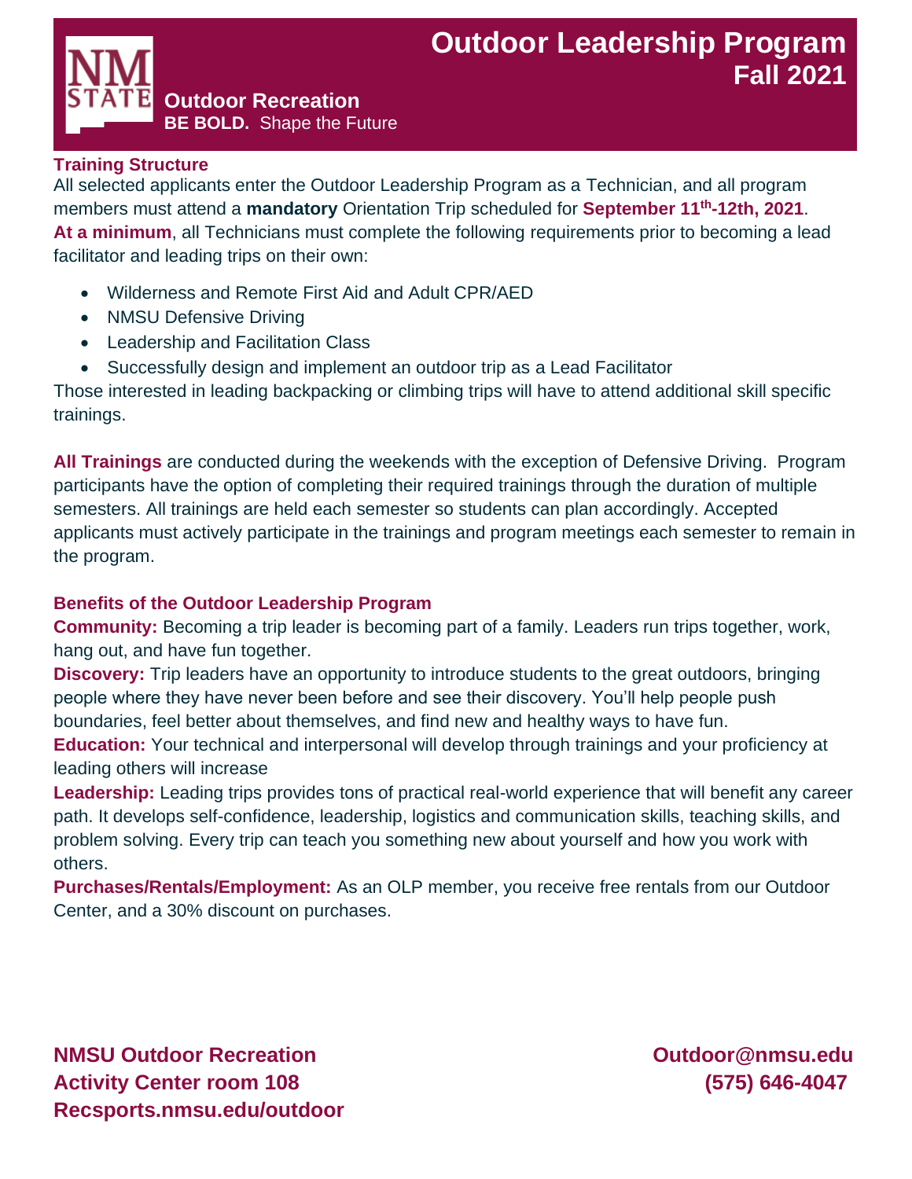# Outdoor Leadership Program
## Fall 2021

**Outdoor Recreation**
**BE BOLD.** Shape the Future

### Training Structure

All selected applicants enter the Outdoor Leadership Program as a Technician, and all program members must attend a **mandatory** Orientation Trip scheduled for **September 11th-12th, 2021**. **At a minimum**, all Technicians must complete the following requirements prior to becoming a lead facilitator and leading trips on their own:

- Wilderness and Remote First Aid and Adult CPR/AED
- NMSU Defensive Driving
- Leadership and Facilitation Class
- Successfully design and implement an outdoor trip as a Lead Facilitator

Those interested in leading backpacking or climbing trips will have to attend additional skill specific trainings.

**All Trainings** are conducted during the weekends with the exception of Defensive Driving. Program participants have the option of completing their required trainings through the duration of multiple semesters. All trainings are held each semester so students can plan accordingly. Accepted applicants must actively participate in the trainings and program meetings each semester to remain in the program.

### Benefits of the Outdoor Leadership Program

**Community:** Becoming a trip leader is becoming part of a family. Leaders run trips together, work, hang out, and have fun together.

**Discovery:** Trip leaders have an opportunity to introduce students to the great outdoors, bringing people where they have never been before and see their discovery. You'll help people push boundaries, feel better about themselves, and find new and healthy ways to have fun.

**Education:** Your technical and interpersonal will develop through trainings and your proficiency at leading others will increase

**Leadership:** Leading trips provides tons of practical real-world experience that will benefit any career path. It develops self-confidence, leadership, logistics and communication skills, teaching skills, and problem solving. Every trip can teach you something new about yourself and how you work with others.

**Purchases/Rentals/Employment:** As an OLP member, you receive free rentals from our Outdoor Center, and a 30% discount on purchases.

**NMSU Outdoor Recreation**
**Activity Center room 108**
**Recsports.nmsu.edu/outdoor**

**Outdoor@nmsu.edu**
**(575) 646-4047**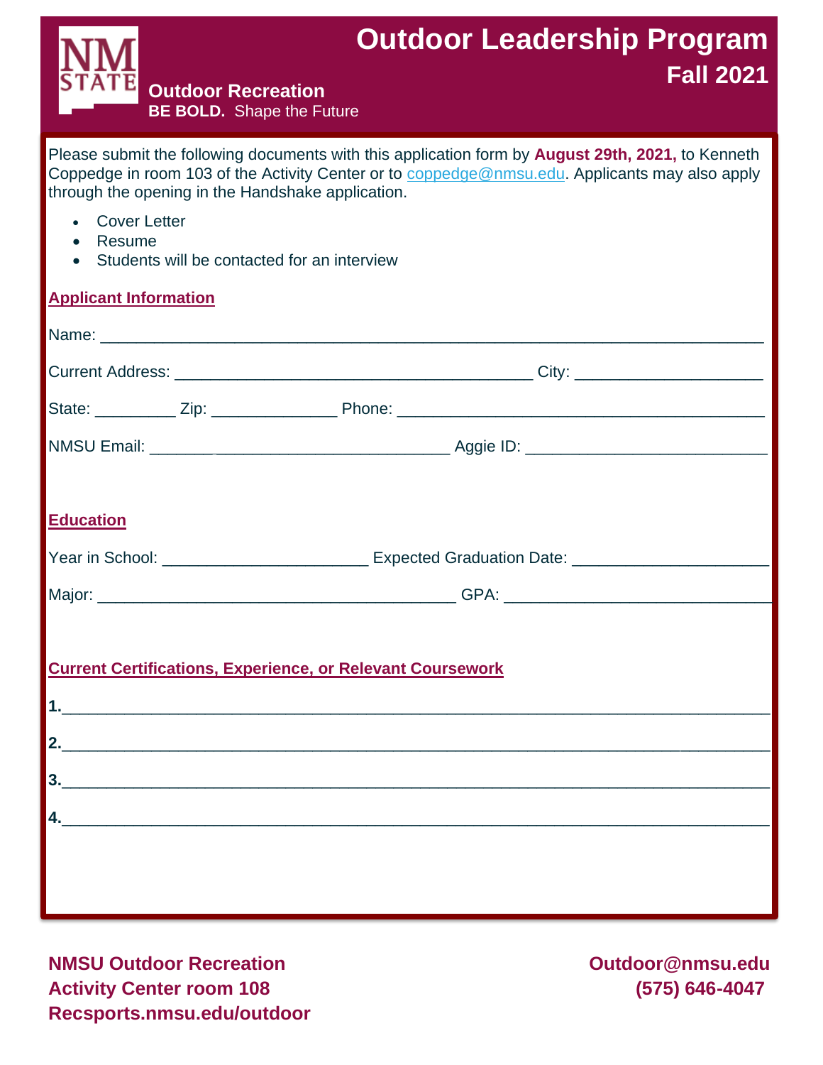# Outdoor Leadership Program

## Fall 2021

**Outdoor Recreation**

**BE BOLD.** Shape the Future

Please submit the following documents with this application form by **August 29th, 2021,** to Kenneth Coppedge in room 103 of the Activity Center or to coppedge@nmsu.edu. Applicants may also apply through the opening in the Handshake application.

- Cover Letter
- Resume
- Students will be contacted for an interview

**Applicant Information**

Name: ___________________________________________________________________________

Current Address: ________________________________________ City: _____________________

State: _________ Zip: ______________ Phone: _________________________________________

NMSU Email: ___________________________________ Aggie ID: ___________________________

**Education**

Year in School: _______________________ Expected Graduation Date: ______________________

Major: ________________________________________ GPA: ______________________________

**Current Certifications, Experience, or Relevant Coursework**

**1.**_____________________________________________________________________________

**2.**_____________________________________________________________________________

**3.**_____________________________________________________________________________

**4.**_____________________________________________________________________________

**NMSU Outdoor Recreation**
**Activity Center room 108**
**Recsports.nmsu.edu/outdoor**

**Outdoor@nmsu.edu**
**(575) 646-4047**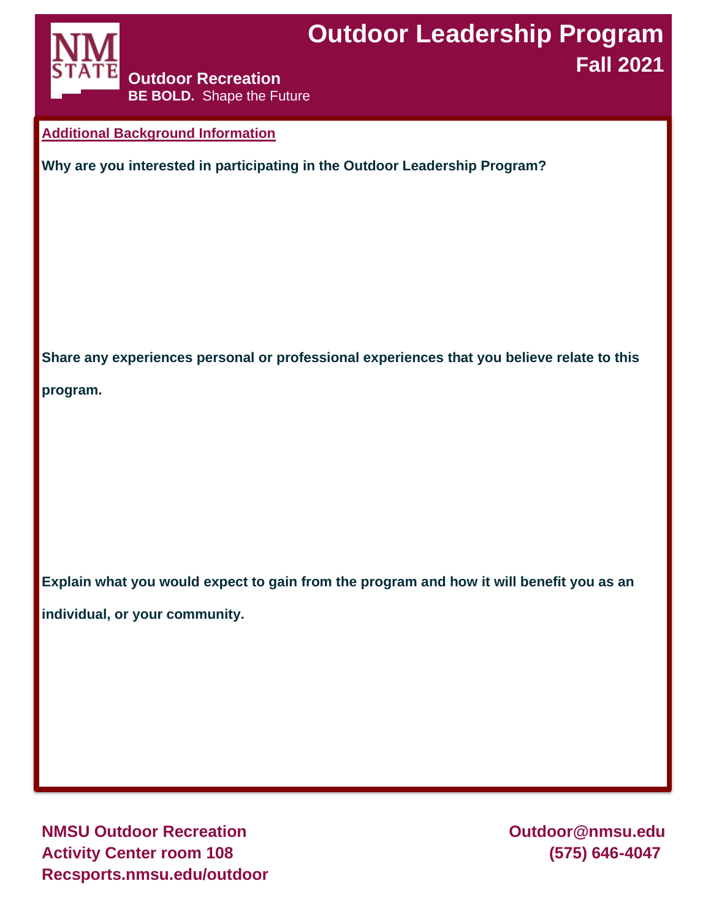# Outdoor Leadership Program

## Fall 2021

**Outdoor Recreation**
**BE BOLD.** Shape the Future

**Additional Background Information**

**Why are you interested in participating in the Outdoor Leadership Program?**

**Share any experiences personal or professional experiences that you believe relate to this program.**

**Explain what you would expect to gain from the program and how it will benefit you as an individual, or your community.**

**NMSU Outdoor Recreation**
**Activity Center room 108**
**Recsports.nmsu.edu/outdoor**

**Outdoor@nmsu.edu**
**(575) 646-4047**